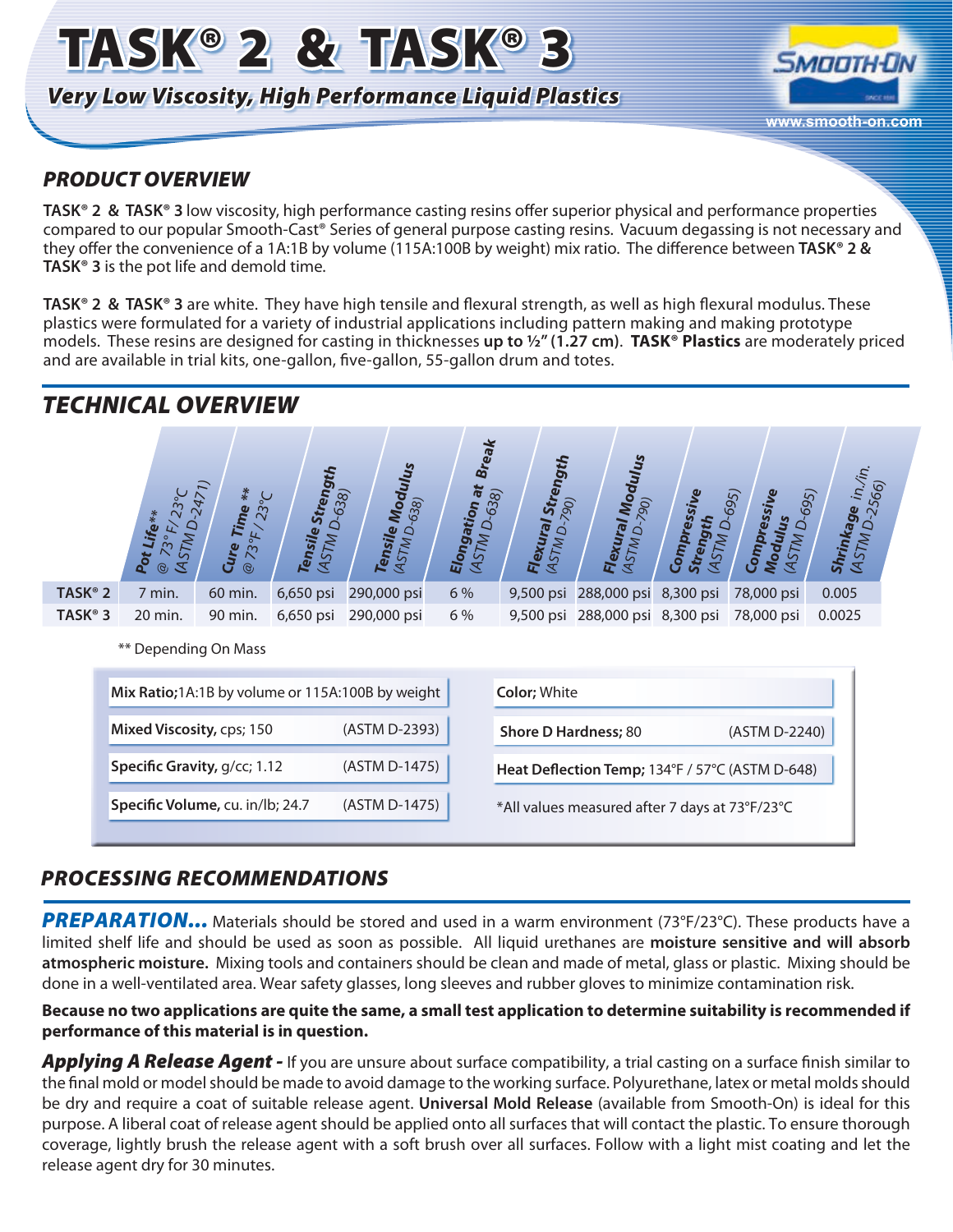# TASK® 2 & TASK® 3

## *Very Low Viscosity, High Performance Liquid Plastics*

www.smooth-on.com

## *PRODUCT OVERVIEW*

**TASK® 2 & TASK® 3** low viscosity, high performance casting resins offer superior physical and performance properties compared to our popular Smooth-Cast® Series of general purpose casting resins. Vacuum degassing is not necessary and they offer the convenience of a 1A:1B by volume (115A:100B by weight) mix ratio. The difference between **TASK® 2 & TASK® 3** is the pot life and demold time.

**TASK® 2 & TASK® 3** are white. They have high tensile and flexural strength, as well as high flexural modulus. These plastics were formulated for a variety of industrial applications including pattern making and making prototype models. These resins are designed for casting in thicknesses **up to ½" (1.27 cm)**. **TASK® Plastics** are moderately priced and are available in trial kits, one-gallon, five-gallon, 55-gallon drum and totes.

## *TECHNICAL OVERVIEW*

| | **Pot Life**** @ 73°F/23°C (ASTM D-2471) | **Cure Time**** @ 73°F / 23°C | **Tensile Strength** (ASTM D-638) | **Tensile Modulus** (ASTM D-638) | **Elongation at Break** (ASTM D-638) | **Flexural Strength** (ASTM D-790) | **Flexural Modulus** (ASTM D-790) | **Compressive Strength** (ASTM D-695) | **Compressive Modulus** (ASTM D-695) | **Shrinkage** in./in. (ASTM D-2566) |
|---|---|---|---|---|---|---|---|---|---|---|
| **TASK® 2** | 7 min. | 60 min. | 6,650 psi | 290,000 psi | 6 % | 9,500 psi | 288,000 psi | 8,300 psi | 78,000 psi | 0.005 |
| **TASK® 3** | 20 min. | 90 min. | 6,650 psi | 290,000 psi | 6 % | 9,500 psi | 288,000 psi | 8,300 psi | 78,000 psi | 0.0025 |

** Depending On Mass

| | |
|---|---|
| **Mix Ratio;** 1A:1B by volume or 115A:100B by weight | **Color;** White |
| **Mixed Viscosity,** cps; 150 (ASTM D-2393) | **Shore D Hardness;** 80 (ASTM D-2240) |
| **Specific Gravity,** g/cc; 1.12 (ASTM D-1475) | **Heat Deflection Temp;** 134°F / 57°C (ASTM D-648) |
| **Specific Volume,** cu. in/lb; 24.7 (ASTM D-1475) | *All values measured after 7 days at 73°F/23°C |

## *PROCESSING RECOMMENDATIONS*

***PREPARATION...*** Materials should be stored and used in a warm environment (73°F/23°C). These products have a limited shelf life and should be used as soon as possible. All liquid urethanes are **moisture sensitive and will absorb atmospheric moisture.** Mixing tools and containers should be clean and made of metal, glass or plastic. Mixing should be done in a well-ventilated area. Wear safety glasses, long sleeves and rubber gloves to minimize contamination risk.

**Because no two applications are quite the same, a small test application to determine suitability is recommended if performance of this material is in question.**

***Applying A Release Agent -*** If you are unsure about surface compatibility, a trial casting on a surface finish similar to the final mold or model should be made to avoid damage to the working surface. Polyurethane, latex or metal molds should be dry and require a coat of suitable release agent. **Universal Mold Release** (available from Smooth-On) is ideal for this purpose. A liberal coat of release agent should be applied onto all surfaces that will contact the plastic. To ensure thorough coverage, lightly brush the release agent with a soft brush over all surfaces. Follow with a light mist coating and let the release agent dry for 30 minutes.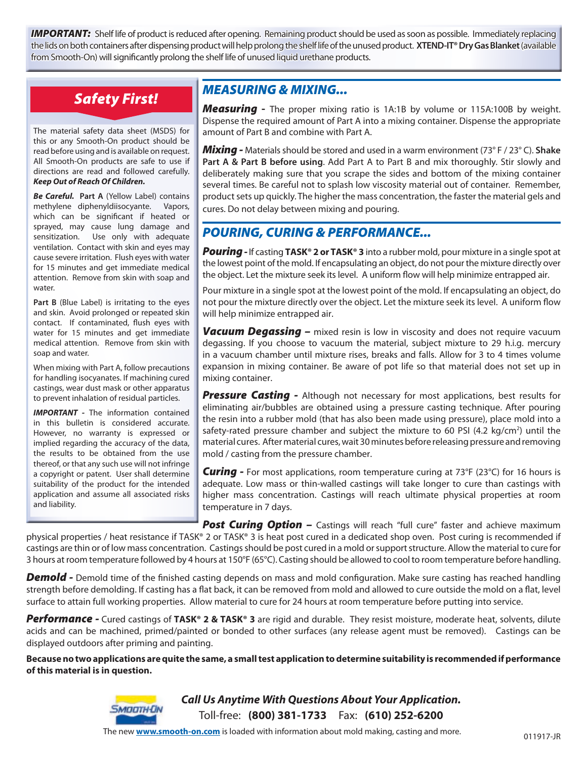***IMPORTANT:*** Shelf life of product is reduced after opening. Remaining product should be used as soon as possible. Immediately replacing the lids on both containers after dispensing product will help prolong the shelf life of the unused product. **XTEND-IT® Dry Gas Blanket** (available from Smooth-On) will significantly prolong the shelf life of unused liquid urethane products.

## *Safety First!*

The material safety data sheet (MSDS) for this or any Smooth-On product should be read before using and is available on request. All Smooth-On products are safe to use if directions are read and followed carefully. ***Keep Out of Reach Of Children.***

***Be Careful.*** **Part A** (Yellow Label) contains methylene diphenyldiisocyante. Vapors, which can be significant if heated or sprayed, may cause lung damage and sensitization. Use only with adequate ventilation. Contact with skin and eyes may cause severe irritation. Flush eyes with water for 15 minutes and get immediate medical attention. Remove from skin with soap and water.

**Part B** (Blue Label) is irritating to the eyes and skin. Avoid prolonged or repeated skin contact. If contaminated, flush eyes with water for 15 minutes and get immediate medical attention. Remove from skin with soap and water.

When mixing with Part A, follow precautions for handling isocyanates. If machining cured castings, wear dust mask or other apparatus to prevent inhalation of residual particles.

***IMPORTANT*** - The information contained in this bulletin is considered accurate. However, no warranty is expressed or implied regarding the accuracy of the data, the results to be obtained from the use thereof, or that any such use will not infringe a copyright or patent. User shall determine suitability of the product for the intended application and assume all associated risks and liability.

## *MEASURING & MIXING...*

***Measuring -*** The proper mixing ratio is 1A:1B by volume or 115A:100B by weight. Dispense the required amount of Part A into a mixing container. Dispense the appropriate amount of Part B and combine with Part A.

***Mixing -*** Materials should be stored and used in a warm environment (73° F / 23° C). **Shake Part A & Part B before using**. Add Part A to Part B and mix thoroughly. Stir slowly and deliberately making sure that you scrape the sides and bottom of the mixing container several times. Be careful not to splash low viscosity material out of container. Remember, product sets up quickly. The higher the mass concentration, the faster the material gels and cures. Do not delay between mixing and pouring.

## *POURING, CURING & PERFORMANCE...*

***Pouring -*** If casting **TASK® 2 or TASK® 3** into a rubber mold, pour mixture in a single spot at the lowest point of the mold. If encapsulating an object, do not pour the mixture directly over the object. Let the mixture seek its level. A uniform flow will help minimize entrapped air.

Pour mixture in a single spot at the lowest point of the mold. If encapsulating an object, do not pour the mixture directly over the object. Let the mixture seek its level. A uniform flow will help minimize entrapped air.

***Vacuum Degassing –*** mixed resin is low in viscosity and does not require vacuum degassing. If you choose to vacuum the material, subject mixture to 29 h.i.g. mercury in a vacuum chamber until mixture rises, breaks and falls. Allow for 3 to 4 times volume expansion in mixing container. Be aware of pot life so that material does not set up in mixing container.

***Pressure Casting -*** Although not necessary for most applications, best results for eliminating air/bubbles are obtained using a pressure casting technique. After pouring the resin into a rubber mold (that has also been made using pressure), place mold into a safety-rated pressure chamber and subject the mixture to 60 PSI (4.2 kg/cm$^2$) until the material cures. After material cures, wait 30 minutes before releasing pressure and removing mold / casting from the pressure chamber.

***Curing -*** For most applications, room temperature curing at 73°F (23°C) for 16 hours is adequate. Low mass or thin-walled castings will take longer to cure than castings with higher mass concentration. Castings will reach ultimate physical properties at room temperature in 7 days.

***Post Curing Option –*** Castings will reach "full cure" faster and achieve maximum physical properties / heat resistance if TASK® 2 or TASK® 3 is heat post cured in a dedicated shop oven. Post curing is recommended if castings are thin or of low mass concentration. Castings should be post cured in a mold or support structure. Allow the material to cure for 3 hours at room temperature followed by 4 hours at 150°F (65°C). Casting should be allowed to cool to room temperature before handling.

***Demold -*** Demold time of the finished casting depends on mass and mold configuration. Make sure casting has reached handling strength before demolding. If casting has a flat back, it can be removed from mold and allowed to cure outside the mold on a flat, level surface to attain full working properties. Allow material to cure for 24 hours at room temperature before putting into service.

***Performance -*** Cured castings of **TASK® 2 & TASK® 3** are rigid and durable. They resist moisture, moderate heat, solvents, dilute acids and can be machined, primed/painted or bonded to other surfaces (any release agent must be removed). Castings can be displayed outdoors after priming and painting.

**Because no two applications are quite the same, a small test application to determine suitability is recommended if performance of this material is in question.**

***Call Us Anytime With Questions About Your Application.***

Toll-free: **(800) 381-1733** Fax: **(610) 252-6200**

The new **www.smooth-on.com** is loaded with information about mold making, casting and more.

011917-JR